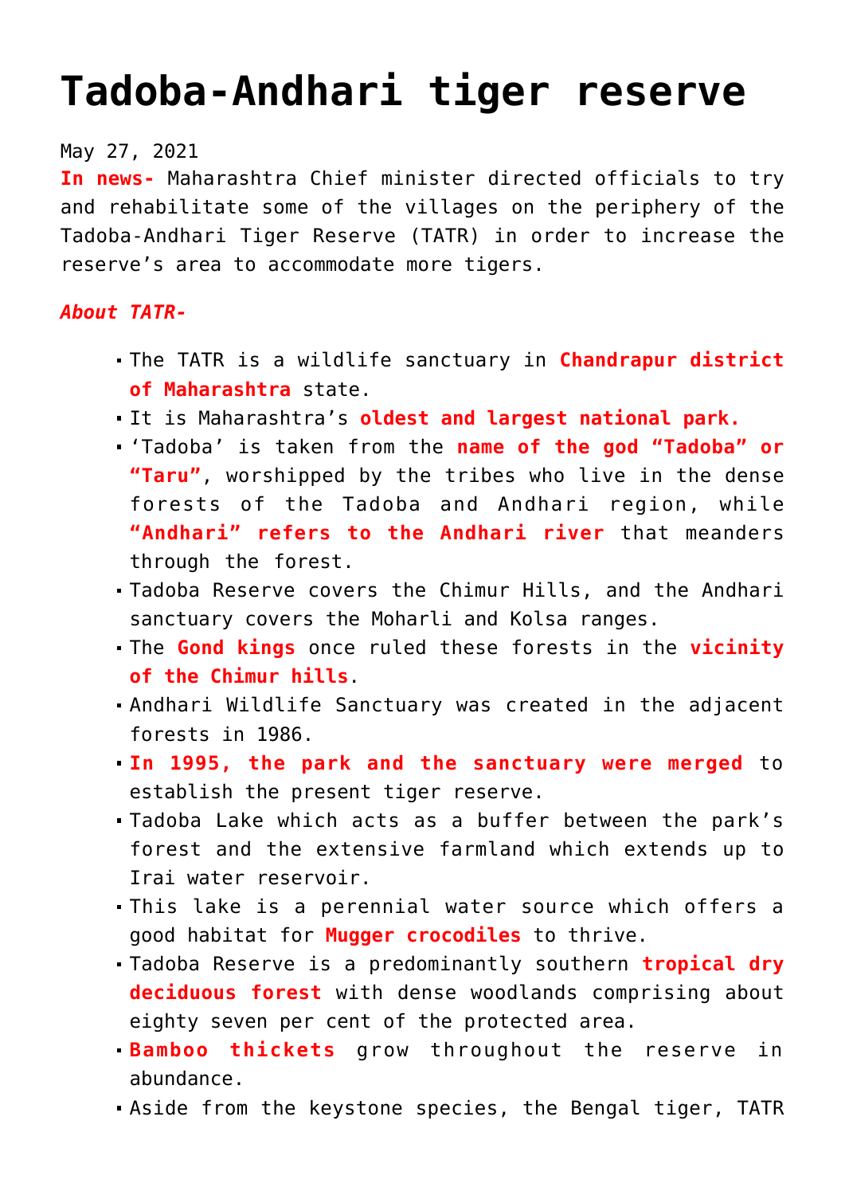# Tadoba-Andhari tiger reserve

May 27, 2021

**In news-** Maharashtra Chief minister directed officials to try and rehabilitate some of the villages on the periphery of the Tadoba-Andhari Tiger Reserve (TATR) in order to increase the reserve's area to accommodate more tigers.

***About TATR-***

- The TATR is a wildlife sanctuary in **Chandrapur district of Maharashtra** state.
- It is Maharashtra's **oldest and largest national park.**
- 'Tadoba' is taken from the **name of the god "Tadoba" or "Taru"**, worshipped by the tribes who live in the dense forests of the Tadoba and Andhari region, while **"Andhari" refers to the Andhari river** that meanders through the forest.
- Tadoba Reserve covers the Chimur Hills, and the Andhari sanctuary covers the Moharli and Kolsa ranges.
- The **Gond kings** once ruled these forests in the **vicinity of the Chimur hills**.
- Andhari Wildlife Sanctuary was created in the adjacent forests in 1986.
- **In 1995, the park and the sanctuary were merged** to establish the present tiger reserve.
- Tadoba Lake which acts as a buffer between the park's forest and the extensive farmland which extends up to Irai water reservoir.
- This lake is a perennial water source which offers a good habitat for **Mugger crocodiles** to thrive.
- Tadoba Reserve is a predominantly southern **tropical dry deciduous forest** with dense woodlands comprising about eighty seven per cent of the protected area.
- **Bamboo thickets** grow throughout the reserve in abundance.
- Aside from the keystone species, the Bengal tiger, TATR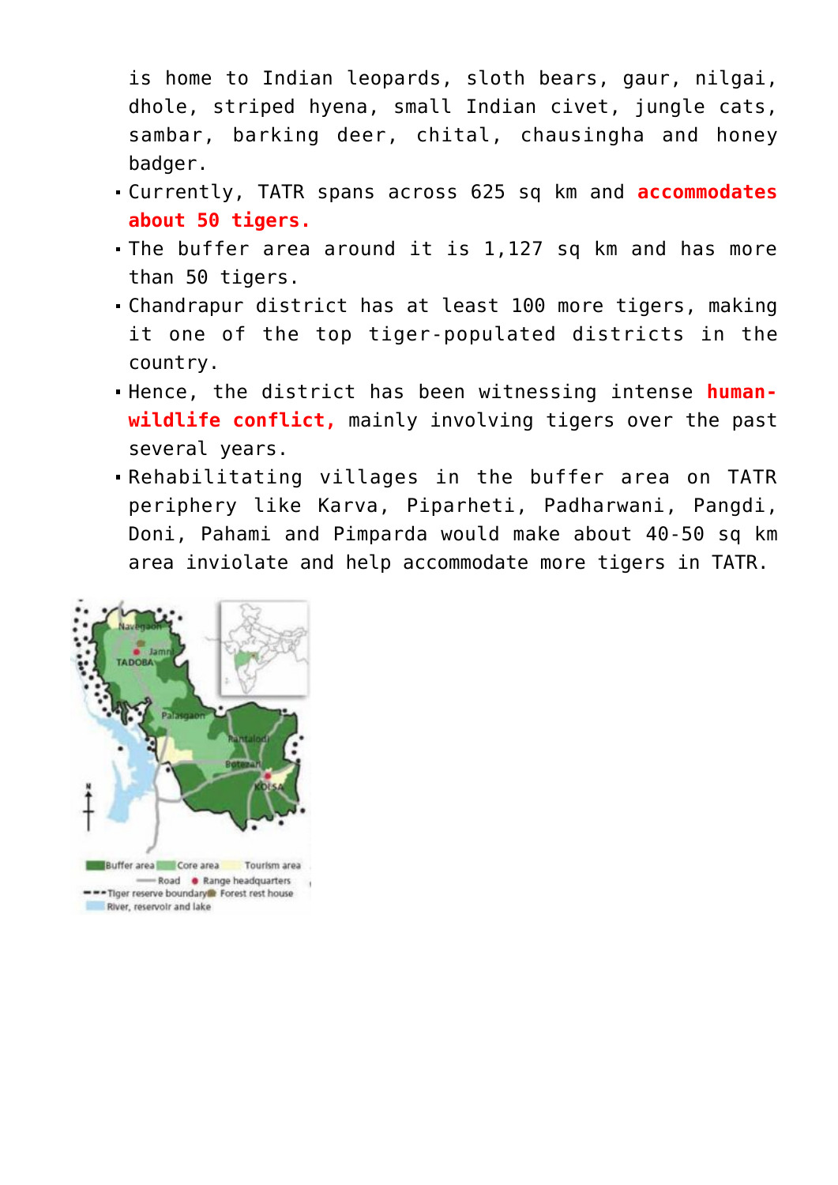is home to Indian leopards, sloth bears, gaur, nilgai, dhole, striped hyena, small Indian civet, jungle cats, sambar, barking deer, chital, chausingha and honey badger.

- Currently, TATR spans across 625 sq km and **accommodates about 50 tigers.**
- The buffer area around it is 1,127 sq km and has more than 50 tigers.
- Chandrapur district has at least 100 more tigers, making it one of the top tiger-populated districts in the country.
- Hence, the district has been witnessing intense **human-wildlife conflict,** mainly involving tigers over the past several years.
- Rehabilitating villages in the buffer area on TATR periphery like Karva, Piparheti, Padharwani, Pangdi, Doni, Pahami and Pimparda would make about 40-50 sq km area inviolate and help accommodate more tigers in TATR.